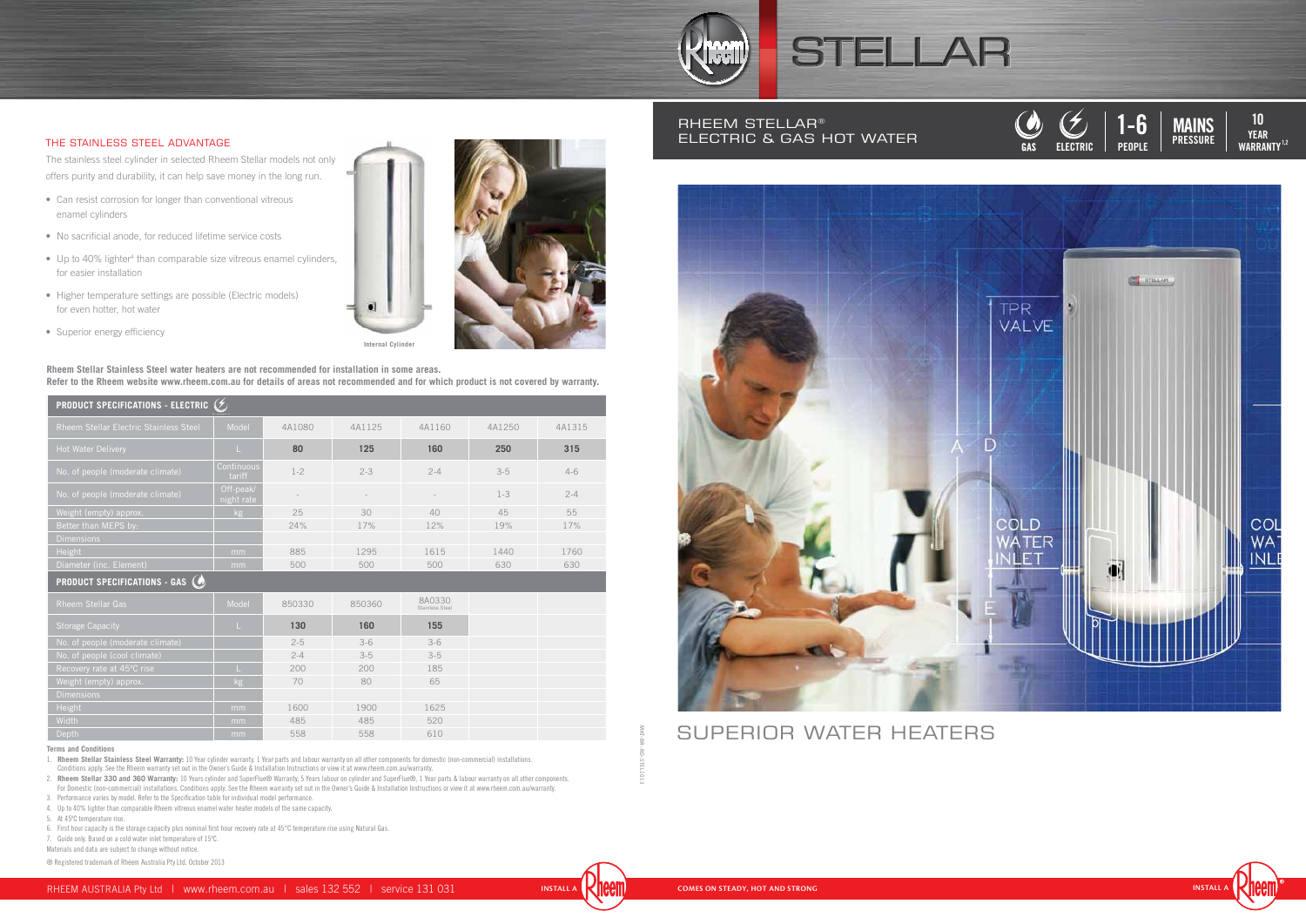# RHEEM STELLAR®

## ELECTRIC & GAS HOT WATER

GAS | ELECTRIC | 1-6 PEOPLE | MAINS PRESSURE | 10 YEAR WARRANTY[1,2]

## SUPERIOR WATER HEATERS

### THE STAINLESS STEEL ADVANTAGE

The stainless steel cylinder in selected Rheem Stellar models not only offers purity and durability, it can help save money in the long run.

- Can resist corrosion for longer than conventional vitreous enamel cylinders
- No sacrificial anode, for reduced lifetime service costs
- Up to 40% lighter[4] than comparable size vitreous enamel cylinders, for easier installation
- Higher temperature settings are possible (Electric models) for even hotter, hot water
- Superior energy efficiency

Internal Cylinder

**Rheem Stellar Stainless Steel water heaters are not recommended for installation in some areas.**
**Refer to the Rheem website www.rheem.com.au for details of areas not recommended and for which product is not covered by warranty.**

**PRODUCT SPECIFICATIONS - ELECTRIC**

| Rheem Stellar Electric Stainless Steel | Model | 4A1080 | 4A1125 | 4A1160 | 4A1250 | 4A1315 |
|---|---|---|---|---|---|---|
| Hot Water Delivery | L | **80** | **125** | **160** | **250** | **315** |
| No. of people (moderate climate) | Continuous tariff | 1-2 | 2-3 | 2-4 | 3-5 | 4-6 |
| No. of people (moderate climate) | Off-peak/ night rate | - | - | - | 1-3 | 2-4 |
| Weight (empty) approx. | kg | 25 | 30 | 40 | 45 | 55 |
| Better than MEPS by: | | 24% | 17% | 12% | 19% | 17% |
| Dimensions | | | | | | |
| Height | mm | 885 | 1295 | 1615 | 1440 | 1760 |
| Diameter (inc. Element) | mm | 500 | 500 | 500 | 630 | 630 |

**PRODUCT SPECIFICATIONS - GAS**

| Rheem Stellar Gas | Model | 850330 | 850360 | 8A0330 Stainless Steel |
|---|---|---|---|---|
| Storage Capacity | L | **130** | **160** | **155** |
| No. of people (moderate climate) | | 2-5 | 3-6 | 3-6 |
| No. of people (cool climate) | | 2-4 | 3-5 | 3-5 |
| Recovery rate at 45°C rise | L | 200 | 200 | 185 |
| Weight (empty) approx. | kg | 70 | 80 | 65 |
| Dimensions | | | | |
| Height | mm | 1600 | 1900 | 1625 |
| Width | mm | 485 | 485 | 520 |
| Depth | mm | 558 | 558 | 610 |

**Terms and Conditions**

1. **Rheem Stellar Stainless Steel Warranty:** 10 Year cylinder warranty, 1 Year parts and labour warranty on all other components for domestic (non-commercial) installations. Conditions apply. See the Rheem warranty set out in the Owner's Guide & Installation Instructions or view it at www.rheem.com.au/warranty.
2. **Rheem Stellar 330 and 360 Warranty:** 10 Years cylinder and SuperFlue® Warranty, 5 Years labour on cylinder and SuperFlue®, 1 Year parts & labour warranty on all other components. For Domestic (non-commercial) installations. Conditions apply. See the Rheem warranty set out in the Owner's Guide & Installation Instructions or view it at www.rheem.com.au/warranty.
3. Performance varies by model. Refer to the Specification table for individual model performance.
4. Up to 40% lighter than comparable Rheem vitreous enamel water heater models of the same capacity.
5. At 45°C temperature rise.
6. First hour capacity is the storage capacity plus nominal first hour recovery rate at 45°C temperature rise using Natural Gas.
7. Guide only. Based on a cold water inlet temperature of 15°C.

Materials and data are subject to change without notice.

® Registered trademark of Rheem Australia Pty Ltd. October 2013

RHEEM AUSTRALIA Pty Ltd | www.rheem.com.au | sales 132 552 | service 131 031

INSTALL A Rheem

COMES ON STEADY, HOT AND STRONG

INSTALL A Rheem®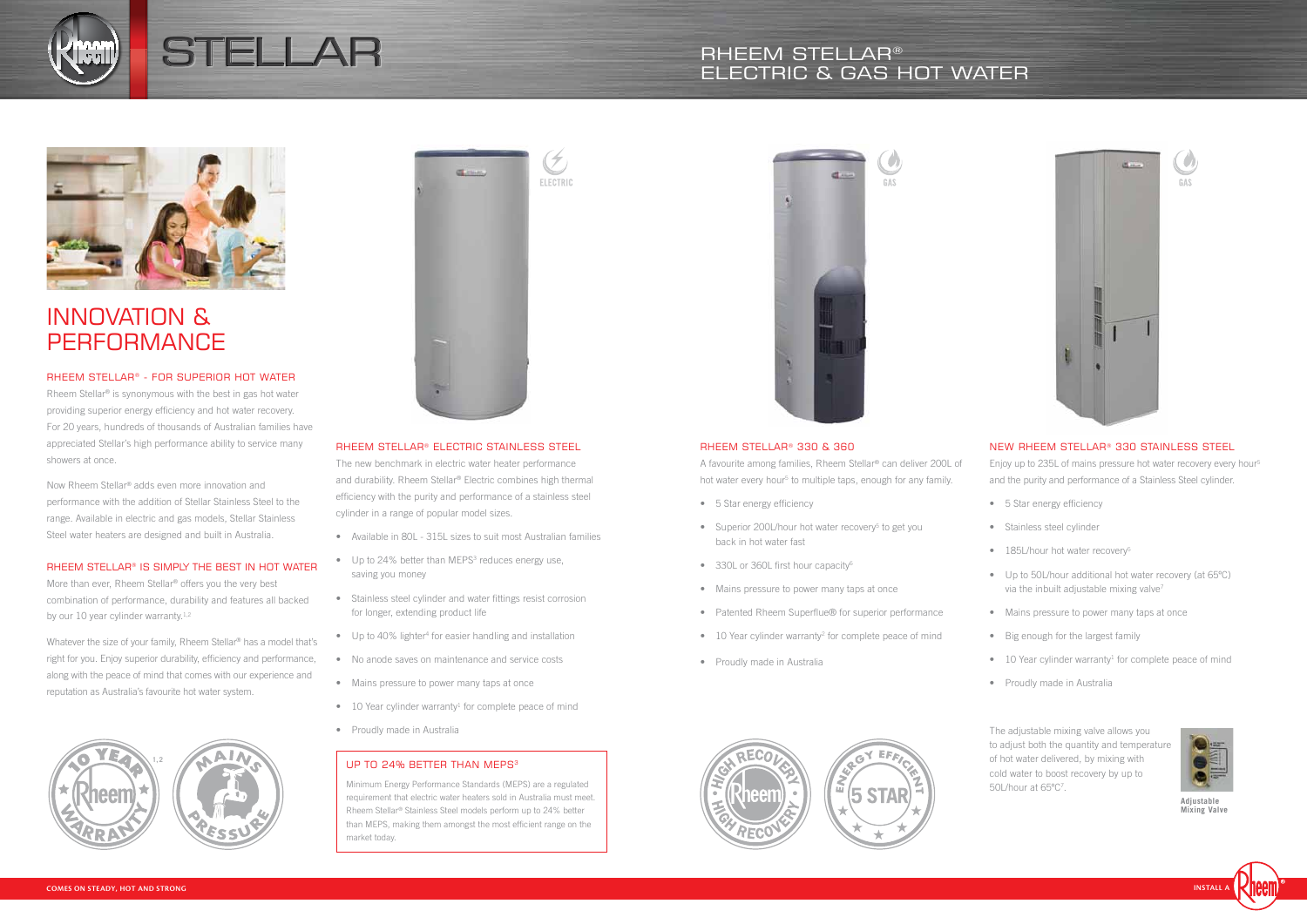# RHEEM STELLAR® ELECTRIC & GAS HOT WATER

# INNOVATION & PERFORMANCE

## RHEEM STELLAR® - FOR SUPERIOR HOT WATER

Rheem Stellar® is synonymous with the best in gas hot water providing superior energy efficiency and hot water recovery. For 20 years, hundreds of thousands of Australian families have appreciated Stellar's high performance ability to service many showers at once.

Now Rheem Stellar® adds even more innovation and performance with the addition of Stellar Stainless Steel to the range. Available in electric and gas models, Stellar Stainless Steel water heaters are designed and built in Australia.

## RHEEM STELLAR® IS SIMPLY THE BEST IN HOT WATER

More than ever, Rheem Stellar® offers you the very best combination of performance, durability and features all backed by our 10 year cylinder warranty.[1,2]

Whatever the size of your family, Rheem Stellar® has a model that's right for you. Enjoy superior durability, efficiency and performance, along with the peace of mind that comes with our experience and reputation as Australia's favourite hot water system.

10 YEAR WARRANTY[1,2]

MAINS PRESSURE

## RHEEM STELLAR® ELECTRIC STAINLESS STEEL

ELECTRIC

The new benchmark in electric water heater performance and durability. Rheem Stellar® Electric combines high thermal efficiency with the purity and performance of a stainless steel cylinder in a range of popular model sizes.

- Available in 80L - 315L sizes to suit most Australian families
- Up to 24% better than MEPS[3] reduces energy use, saving you money
- Stainless steel cylinder and water fittings resist corrosion for longer, extending product life
- Up to 40% lighter[4] for easier handling and installation
- No anode saves on maintenance and service costs
- Mains pressure to power many taps at once
- 10 Year cylinder warranty[1] for complete peace of mind
- Proudly made in Australia

### UP TO 24% BETTER THAN MEPS[3]

Minimum Energy Performance Standards (MEPS) are a regulated requirement that electric water heaters sold in Australia must meet. Rheem Stellar® Stainless Steel models perform up to 24% better than MEPS, making them amongst the most efficient range on the market today.

## RHEEM STELLAR® 330 & 360

GAS

A favourite among families, Rheem Stellar® can deliver 200L of hot water every hour[5] to multiple taps, enough for any family.

- 5 Star energy efficiency
- Superior 200L/hour hot water recovery[5] to get you back in hot water fast
- 330L or 360L first hour capacity[6]
- Mains pressure to power many taps at once
- Patented Rheem Superflue® for superior performance
- 10 Year cylinder warranty[2] for complete peace of mind
- Proudly made in Australia

HIGH RECOVERY

ENERGY EFFICIENT 5 STAR

## NEW RHEEM STELLAR® 330 STAINLESS STEEL

GAS

Enjoy up to 235L of mains pressure hot water recovery every hour[5] and the purity and performance of a Stainless Steel cylinder.

- 5 Star energy efficiency
- Stainless steel cylinder
- 185L/hour hot water recovery[5]
- Up to 50L/hour additional hot water recovery (at 65ºC) via the inbuilt adjustable mixing valve[7]
- Mains pressure to power many taps at once
- Big enough for the largest family
- 10 Year cylinder warranty[1] for complete peace of mind
- Proudly made in Australia

The adjustable mixing valve allows you to adjust both the quantity and temperature of hot water delivered, by mixing with cold water to boost recovery by up to 50L/hour at 65ºC[7].

Adjustable Mixing Valve

COMES ON STEADY, HOT AND STRONG

INSTALL A Rheem